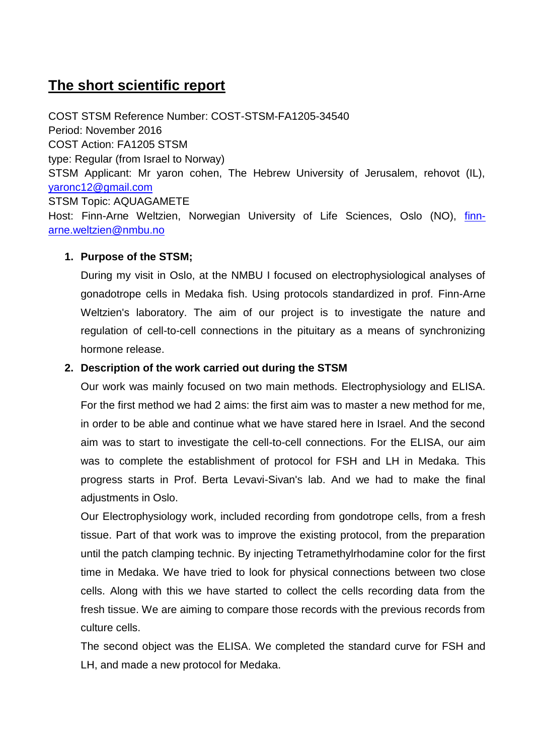# The short scientific report

COST STSM Reference Number: COST-STSM-FA1205-34540
Period: November 2016
COST Action: FA1205 STSM
type: Regular (from Israel to Norway)
STSM Applicant: Mr yaron cohen, The Hebrew University of Jerusalem, rehovot (IL), yaronc12@gmail.com
STSM Topic: AQUAGAMETE
Host: Finn-Arne Weltzien, Norwegian University of Life Sciences, Oslo (NO), finn-arne.weltzien@nmbu.no

1. **Purpose of the STSM;**

   During my visit in Oslo, at the NMBU I focused on electrophysiological analyses of gonadotrope cells in Medaka fish. Using protocols standardized in prof. Finn-Arne Weltzien's laboratory. The aim of our project is to investigate the nature and regulation of cell-to-cell connections in the pituitary as a means of synchronizing hormone release.

2. **Description of the work carried out during the STSM**

   Our work was mainly focused on two main methods. Electrophysiology and ELISA. For the first method we had 2 aims: the first aim was to master a new method for me, in order to be able and continue what we have stared here in Israel. And the second aim was to start to investigate the cell-to-cell connections. For the ELISA, our aim was to complete the establishment of protocol for FSH and LH in Medaka. This progress starts in Prof. Berta Levavi-Sivan's lab. And we had to make the final adjustments in Oslo.

   Our Electrophysiology work, included recording from gondotrope cells, from a fresh tissue. Part of that work was to improve the existing protocol, from the preparation until the patch clamping technic. By injecting Tetramethylrhodamine color for the first time in Medaka. We have tried to look for physical connections between two close cells. Along with this we have started to collect the cells recording data from the fresh tissue. We are aiming to compare those records with the previous records from culture cells.

   The second object was the ELISA. We completed the standard curve for FSH and LH, and made a new protocol for Medaka.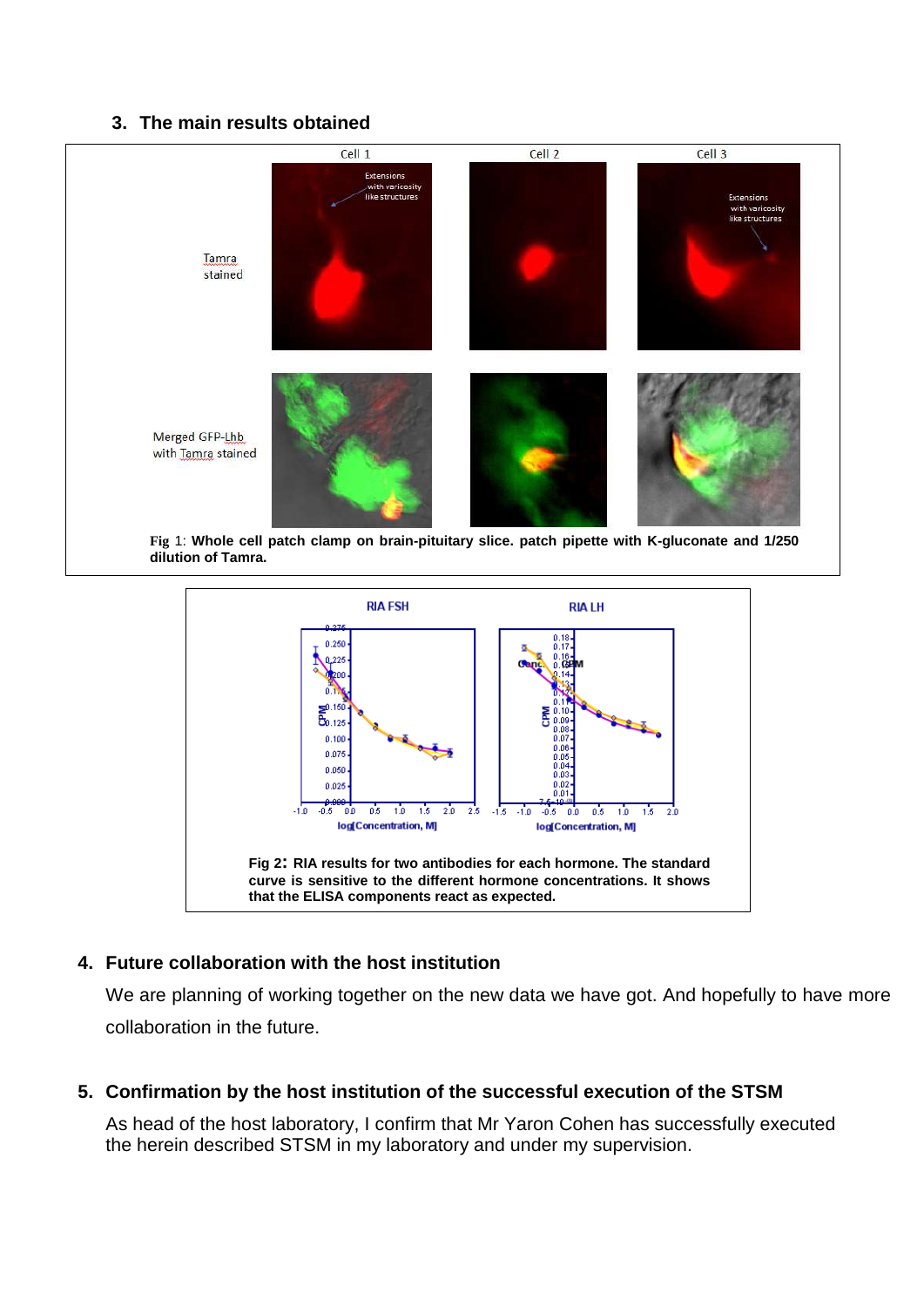## 3. The main results obtained

**Fig** 1: **Whole cell patch clamp on brain-pituitary slice. patch pipette with K-gluconate and 1/250 dilution of Tamra.**

**Fig 2: RIA results for two antibodies for each hormone. The standard curve is sensitive to the different hormone concentrations. It shows that the ELISA components react as expected.**

## 4. Future collaboration with the host institution

We are planning of working together on the new data we have got. And hopefully to have more collaboration in the future.

## 5. Confirmation by the host institution of the successful execution of the STSM

As head of the host laboratory, I confirm that Mr Yaron Cohen has successfully executed the herein described STSM in my laboratory and under my supervision.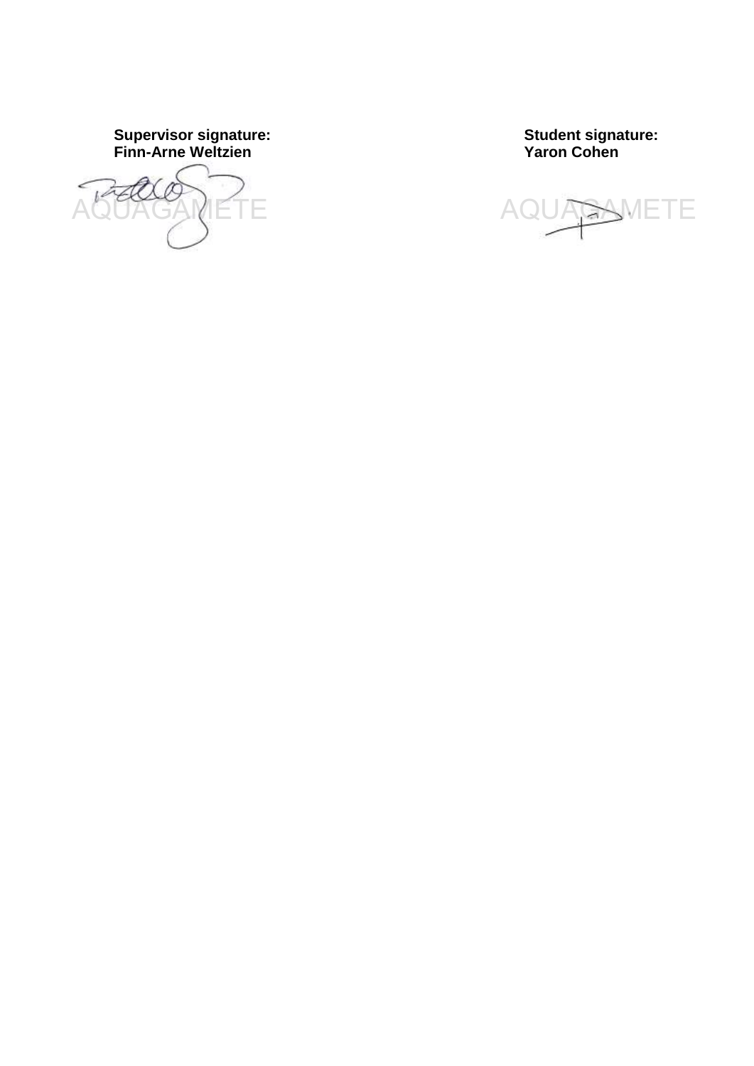**Supervisor signature:**
**Finn-Arne Weltzien**

AQUAGAMETE

**Student signature:**
**Yaron Cohen**

AQUAGAMETE